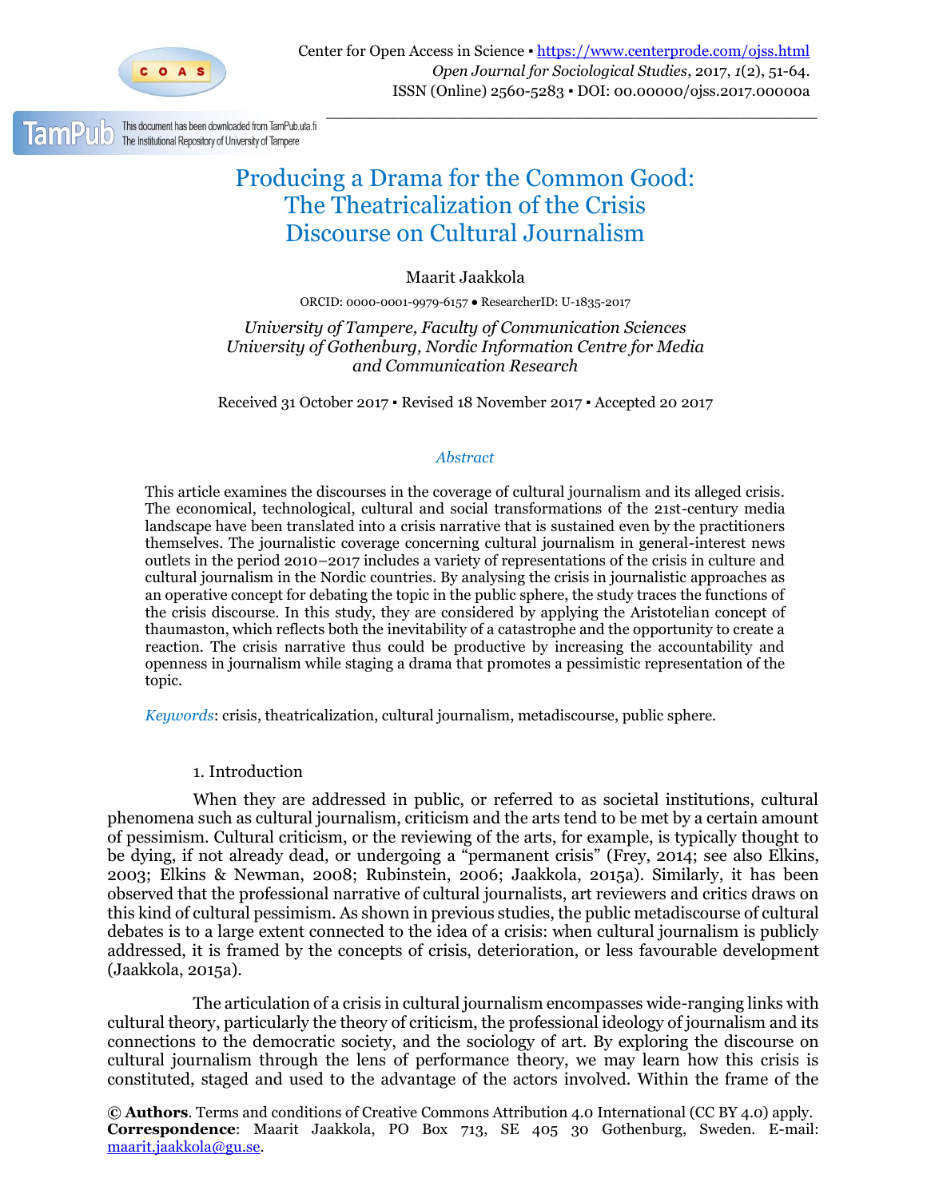# Producing a Drama for the Common Good: The Theatricalization of the Crisis Discourse on Cultural Journalism

Maarit Jaakkola

ORCID: 0000-0001-9979-6157 • ResearcherID: U-1835-2017

*University of Tampere, Faculty of Communication Sciences*
*University of Gothenburg, Nordic Information Centre for Media and Communication Research*

Received 31 October 2017 ▪ Revised 18 November 2017 ▪ Accepted 20 2017

## *Abstract*

This article examines the discourses in the coverage of cultural journalism and its alleged crisis. The economical, technological, cultural and social transformations of the 21st-century media landscape have been translated into a crisis narrative that is sustained even by the practitioners themselves. The journalistic coverage concerning cultural journalism in general-interest news outlets in the period 2010–2017 includes a variety of representations of the crisis in culture and cultural journalism in the Nordic countries. By analysing the crisis in journalistic approaches as an operative concept for debating the topic in the public sphere, the study traces the functions of the crisis discourse. In this study, they are considered by applying the Aristotelian concept of thaumaston, which reflects both the inevitability of a catastrophe and the opportunity to create a reaction. The crisis narrative thus could be productive by increasing the accountability and openness in journalism while staging a drama that promotes a pessimistic representation of the topic.

*Keywords*: crisis, theatricalization, cultural journalism, metadiscourse, public sphere.

## 1. Introduction

When they are addressed in public, or referred to as societal institutions, cultural phenomena such as cultural journalism, criticism and the arts tend to be met by a certain amount of pessimism. Cultural criticism, or the reviewing of the arts, for example, is typically thought to be dying, if not already dead, or undergoing a "permanent crisis" (Frey, 2014; see also Elkins, 2003; Elkins & Newman, 2008; Rubinstein, 2006; Jaakkola, 2015a). Similarly, it has been observed that the professional narrative of cultural journalists, art reviewers and critics draws on this kind of cultural pessimism. As shown in previous studies, the public metadiscourse of cultural debates is to a large extent connected to the idea of a crisis: when cultural journalism is publicly addressed, it is framed by the concepts of crisis, deterioration, or less favourable development (Jaakkola, 2015a).

The articulation of a crisis in cultural journalism encompasses wide-ranging links with cultural theory, particularly the theory of criticism, the professional ideology of journalism and its connections to the democratic society, and the sociology of art. By exploring the discourse on cultural journalism through the lens of performance theory, we may learn how this crisis is constituted, staged and used to the advantage of the actors involved. Within the frame of the

**© Authors**. Terms and conditions of Creative Commons Attribution 4.0 International (CC BY 4.0) apply.
**Correspondence**: Maarit Jaakkola, PO Box 713, SE 405 30 Gothenburg, Sweden. E-mail: maarit.jaakkola@gu.se.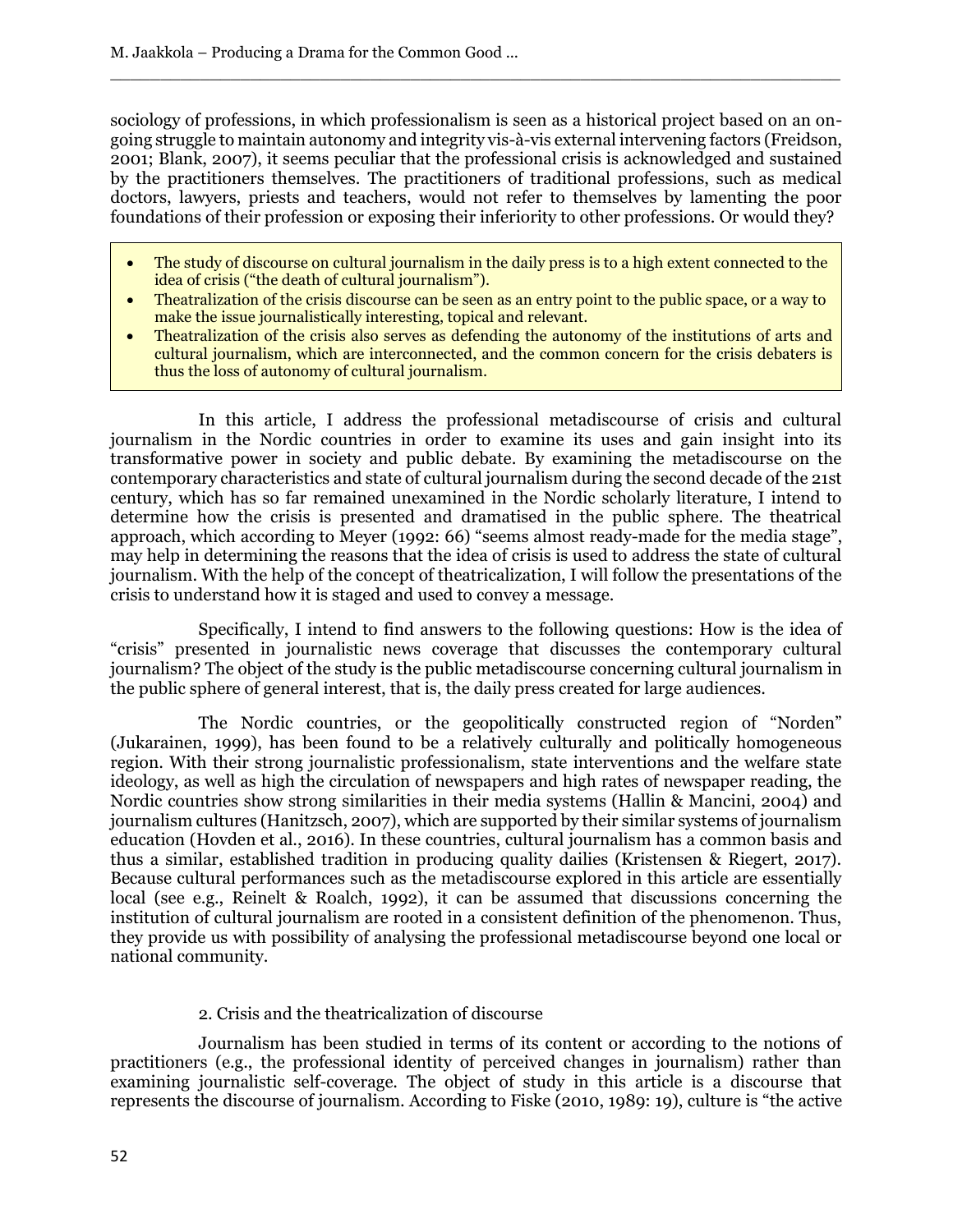sociology of professions, in which professionalism is seen as a historical project based on an ongoing struggle to maintain autonomy and integrity vis-à-vis external intervening factors (Freidson, 2001; Blank, 2007), it seems peculiar that the professional crisis is acknowledged and sustained by the practitioners themselves. The practitioners of traditional professions, such as medical doctors, lawyers, priests and teachers, would not refer to themselves by lamenting the poor foundations of their profession or exposing their inferiority to other professions. Or would they?

- The study of discourse on cultural journalism in the daily press is to a high extent connected to the idea of crisis ("the death of cultural journalism").
- Theatralization of the crisis discourse can be seen as an entry point to the public space, or a way to make the issue journalistically interesting, topical and relevant.
- Theatralization of the crisis also serves as defending the autonomy of the institutions of arts and cultural journalism, which are interconnected, and the common concern for the crisis debaters is thus the loss of autonomy of cultural journalism.

In this article, I address the professional metadiscourse of crisis and cultural journalism in the Nordic countries in order to examine its uses and gain insight into its transformative power in society and public debate. By examining the metadiscourse on the contemporary characteristics and state of cultural journalism during the second decade of the 21st century, which has so far remained unexamined in the Nordic scholarly literature, I intend to determine how the crisis is presented and dramatised in the public sphere. The theatrical approach, which according to Meyer (1992: 66) "seems almost ready-made for the media stage", may help in determining the reasons that the idea of crisis is used to address the state of cultural journalism. With the help of the concept of theatricalization, I will follow the presentations of the crisis to understand how it is staged and used to convey a message.

Specifically, I intend to find answers to the following questions: How is the idea of "crisis" presented in journalistic news coverage that discusses the contemporary cultural journalism? The object of the study is the public metadiscourse concerning cultural journalism in the public sphere of general interest, that is, the daily press created for large audiences.

The Nordic countries, or the geopolitically constructed region of "Norden" (Jukarainen, 1999), has been found to be a relatively culturally and politically homogeneous region. With their strong journalistic professionalism, state interventions and the welfare state ideology, as well as high the circulation of newspapers and high rates of newspaper reading, the Nordic countries show strong similarities in their media systems (Hallin & Mancini, 2004) and journalism cultures (Hanitzsch, 2007), which are supported by their similar systems of journalism education (Hovden et al., 2016). In these countries, cultural journalism has a common basis and thus a similar, established tradition in producing quality dailies (Kristensen & Riegert, 2017). Because cultural performances such as the metadiscourse explored in this article are essentially local (see e.g., Reinelt & Roalch, 1992), it can be assumed that discussions concerning the institution of cultural journalism are rooted in a consistent definition of the phenomenon. Thus, they provide us with possibility of analysing the professional metadiscourse beyond one local or national community.

## 2. Crisis and the theatricalization of discourse

Journalism has been studied in terms of its content or according to the notions of practitioners (e.g., the professional identity of perceived changes in journalism) rather than examining journalistic self-coverage. The object of study in this article is a discourse that represents the discourse of journalism. According to Fiske (2010, 1989: 19), culture is "the active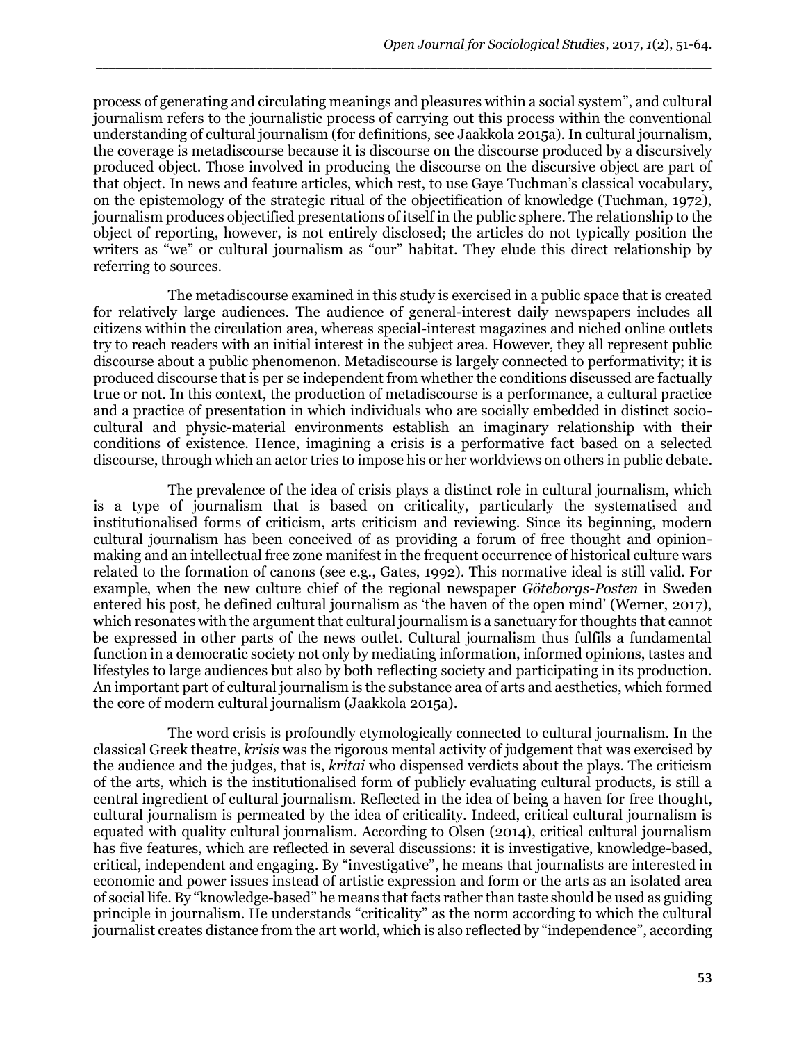process of generating and circulating meanings and pleasures within a social system", and cultural journalism refers to the journalistic process of carrying out this process within the conventional understanding of cultural journalism (for definitions, see Jaakkola 2015a). In cultural journalism, the coverage is metadiscourse because it is discourse on the discourse produced by a discursively produced object. Those involved in producing the discourse on the discursive object are part of that object. In news and feature articles, which rest, to use Gaye Tuchman's classical vocabulary, on the epistemology of the strategic ritual of the objectification of knowledge (Tuchman, 1972), journalism produces objectified presentations of itself in the public sphere. The relationship to the object of reporting, however, is not entirely disclosed; the articles do not typically position the writers as "we" or cultural journalism as "our" habitat. They elude this direct relationship by referring to sources.

The metadiscourse examined in this study is exercised in a public space that is created for relatively large audiences. The audience of general-interest daily newspapers includes all citizens within the circulation area, whereas special-interest magazines and niched online outlets try to reach readers with an initial interest in the subject area. However, they all represent public discourse about a public phenomenon. Metadiscourse is largely connected to performativity; it is produced discourse that is per se independent from whether the conditions discussed are factually true or not. In this context, the production of metadiscourse is a performance, a cultural practice and a practice of presentation in which individuals who are socially embedded in distinct socio-cultural and physic-material environments establish an imaginary relationship with their conditions of existence. Hence, imagining a crisis is a performative fact based on a selected discourse, through which an actor tries to impose his or her worldviews on others in public debate.

The prevalence of the idea of crisis plays a distinct role in cultural journalism, which is a type of journalism that is based on criticality, particularly the systematised and institutionalised forms of criticism, arts criticism and reviewing. Since its beginning, modern cultural journalism has been conceived of as providing a forum of free thought and opinion-making and an intellectual free zone manifest in the frequent occurrence of historical culture wars related to the formation of canons (see e.g., Gates, 1992). This normative ideal is still valid. For example, when the new culture chief of the regional newspaper *Göteborgs-Posten* in Sweden entered his post, he defined cultural journalism as 'the haven of the open mind' (Werner, 2017), which resonates with the argument that cultural journalism is a sanctuary for thoughts that cannot be expressed in other parts of the news outlet. Cultural journalism thus fulfils a fundamental function in a democratic society not only by mediating information, informed opinions, tastes and lifestyles to large audiences but also by both reflecting society and participating in its production. An important part of cultural journalism is the substance area of arts and aesthetics, which formed the core of modern cultural journalism (Jaakkola 2015a).

The word crisis is profoundly etymologically connected to cultural journalism. In the classical Greek theatre, *krisis* was the rigorous mental activity of judgement that was exercised by the audience and the judges, that is, *kritai* who dispensed verdicts about the plays. The criticism of the arts, which is the institutionalised form of publicly evaluating cultural products, is still a central ingredient of cultural journalism. Reflected in the idea of being a haven for free thought, cultural journalism is permeated by the idea of criticality. Indeed, critical cultural journalism is equated with quality cultural journalism. According to Olsen (2014), critical cultural journalism has five features, which are reflected in several discussions: it is investigative, knowledge-based, critical, independent and engaging. By "investigative", he means that journalists are interested in economic and power issues instead of artistic expression and form or the arts as an isolated area of social life. By "knowledge-based" he means that facts rather than taste should be used as guiding principle in journalism. He understands "criticality" as the norm according to which the cultural journalist creates distance from the art world, which is also reflected by "independence", according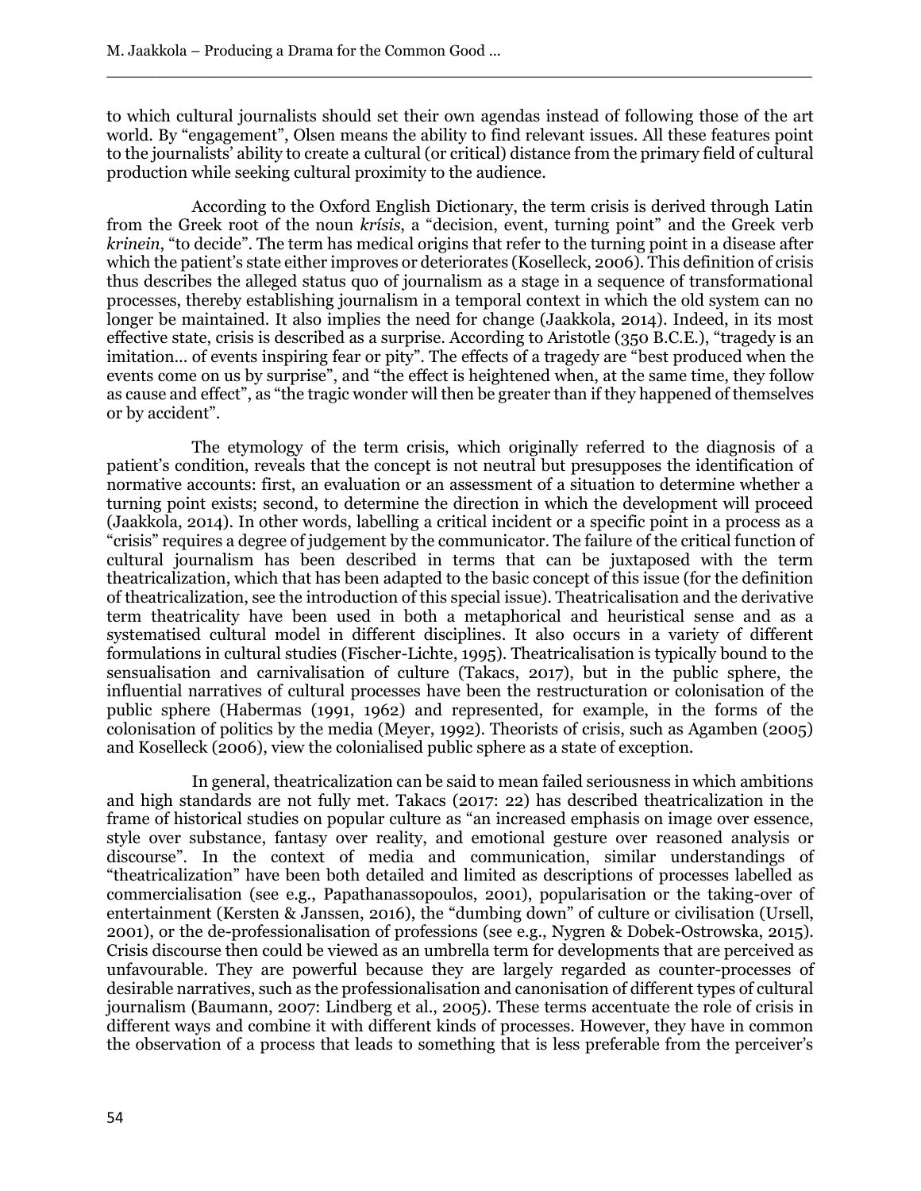to which cultural journalists should set their own agendas instead of following those of the art world. By "engagement", Olsen means the ability to find relevant issues. All these features point to the journalists' ability to create a cultural (or critical) distance from the primary field of cultural production while seeking cultural proximity to the audience.

According to the Oxford English Dictionary, the term crisis is derived through Latin from the Greek root of the noun *krísis*, a "decision, event, turning point" and the Greek verb *krinein*, "to decide". The term has medical origins that refer to the turning point in a disease after which the patient's state either improves or deteriorates (Koselleck, 2006). This definition of crisis thus describes the alleged status quo of journalism as a stage in a sequence of transformational processes, thereby establishing journalism in a temporal context in which the old system can no longer be maintained. It also implies the need for change (Jaakkola, 2014). Indeed, in its most effective state, crisis is described as a surprise. According to Aristotle (350 B.C.E.), "tragedy is an imitation... of events inspiring fear or pity". The effects of a tragedy are "best produced when the events come on us by surprise", and "the effect is heightened when, at the same time, they follow as cause and effect", as "the tragic wonder will then be greater than if they happened of themselves or by accident".

The etymology of the term crisis, which originally referred to the diagnosis of a patient's condition, reveals that the concept is not neutral but presupposes the identification of normative accounts: first, an evaluation or an assessment of a situation to determine whether a turning point exists; second, to determine the direction in which the development will proceed (Jaakkola, 2014). In other words, labelling a critical incident or a specific point in a process as a "crisis" requires a degree of judgement by the communicator. The failure of the critical function of cultural journalism has been described in terms that can be juxtaposed with the term theatricalization, which that has been adapted to the basic concept of this issue (for the definition of theatricalization, see the introduction of this special issue). Theatricalisation and the derivative term theatricality have been used in both a metaphorical and heuristical sense and as a systematised cultural model in different disciplines. It also occurs in a variety of different formulations in cultural studies (Fischer-Lichte, 1995). Theatricalisation is typically bound to the sensualisation and carnivalisation of culture (Takacs, 2017), but in the public sphere, the influential narratives of cultural processes have been the restructuration or colonisation of the public sphere (Habermas (1991, 1962) and represented, for example, in the forms of the colonisation of politics by the media (Meyer, 1992). Theorists of crisis, such as Agamben (2005) and Koselleck (2006), view the colonialised public sphere as a state of exception.

In general, theatricalization can be said to mean failed seriousness in which ambitions and high standards are not fully met. Takacs (2017: 22) has described theatricalization in the frame of historical studies on popular culture as "an increased emphasis on image over essence, style over substance, fantasy over reality, and emotional gesture over reasoned analysis or discourse". In the context of media and communication, similar understandings of "theatricalization" have been both detailed and limited as descriptions of processes labelled as commercialisation (see e.g., Papathanassopoulos, 2001), popularisation or the taking-over of entertainment (Kersten & Janssen, 2016), the "dumbing down" of culture or civilisation (Ursell, 2001), or the de-professionalisation of professions (see e.g., Nygren & Dobek-Ostrowska, 2015). Crisis discourse then could be viewed as an umbrella term for developments that are perceived as unfavourable. They are powerful because they are largely regarded as counter-processes of desirable narratives, such as the professionalisation and canonisation of different types of cultural journalism (Baumann, 2007: Lindberg et al., 2005). These terms accentuate the role of crisis in different ways and combine it with different kinds of processes. However, they have in common the observation of a process that leads to something that is less preferable from the perceiver's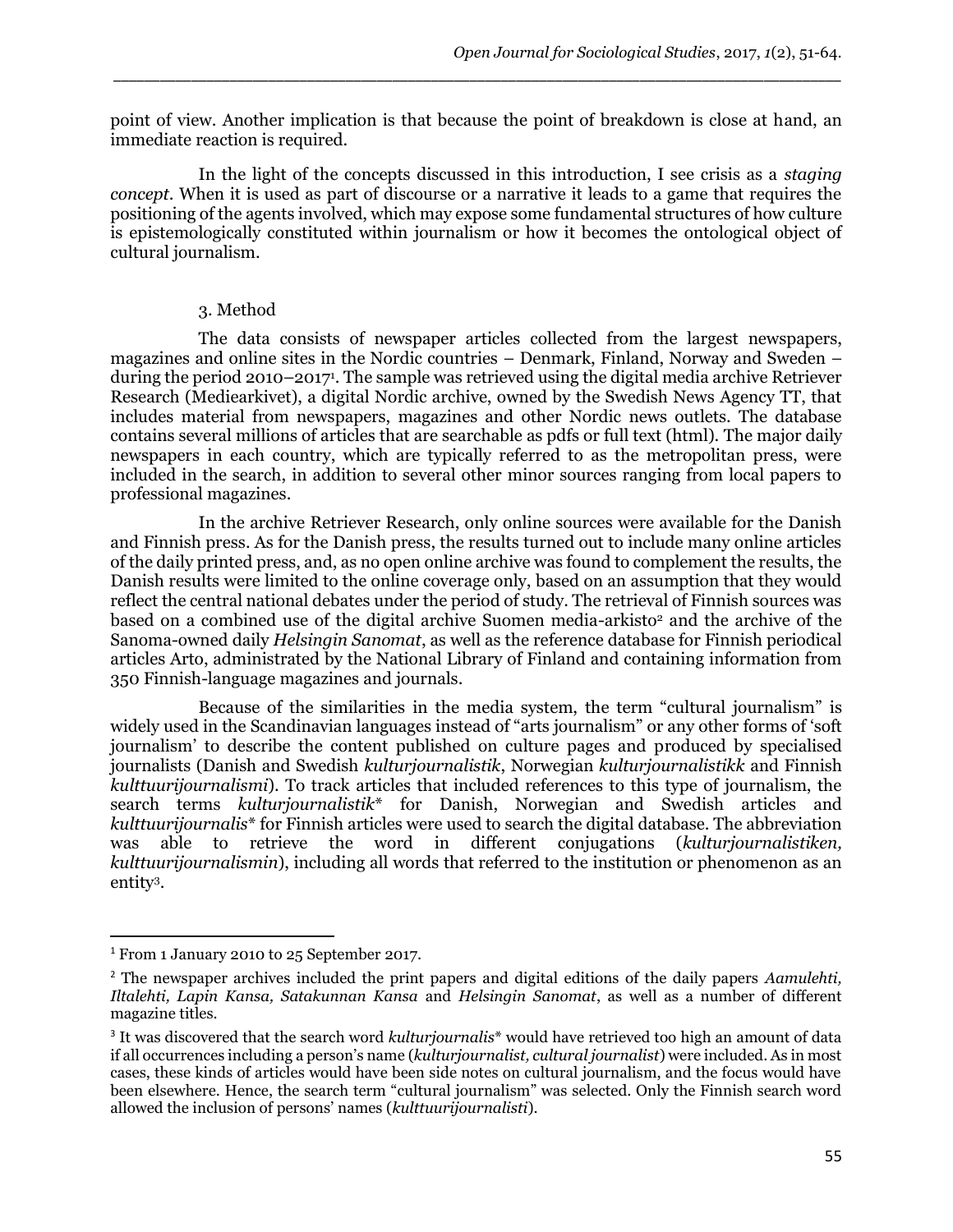point of view. Another implication is that because the point of breakdown is close at hand, an immediate reaction is required.

In the light of the concepts discussed in this introduction, I see crisis as a *staging concept*. When it is used as part of discourse or a narrative it leads to a game that requires the positioning of the agents involved, which may expose some fundamental structures of how culture is epistemologically constituted within journalism or how it becomes the ontological object of cultural journalism.

## 3. Method

The data consists of newspaper articles collected from the largest newspapers, magazines and online sites in the Nordic countries – Denmark, Finland, Norway and Sweden – during the period 2010–2017[1]. The sample was retrieved using the digital media archive Retriever Research (Mediearkivet), a digital Nordic archive, owned by the Swedish News Agency TT, that includes material from newspapers, magazines and other Nordic news outlets. The database contains several millions of articles that are searchable as pdfs or full text (html). The major daily newspapers in each country, which are typically referred to as the metropolitan press, were included in the search, in addition to several other minor sources ranging from local papers to professional magazines.

In the archive Retriever Research, only online sources were available for the Danish and Finnish press. As for the Danish press, the results turned out to include many online articles of the daily printed press, and, as no open online archive was found to complement the results, the Danish results were limited to the online coverage only, based on an assumption that they would reflect the central national debates under the period of study. The retrieval of Finnish sources was based on a combined use of the digital archive Suomen media-arkisto[2] and the archive of the Sanoma-owned daily *Helsingin Sanomat*, as well as the reference database for Finnish periodical articles Arto, administrated by the National Library of Finland and containing information from 350 Finnish-language magazines and journals.

Because of the similarities in the media system, the term "cultural journalism" is widely used in the Scandinavian languages instead of "arts journalism" or any other forms of 'soft journalism' to describe the content published on culture pages and produced by specialised journalists (Danish and Swedish *kulturjournalistik*, Norwegian *kulturjournalistikk* and Finnish *kulttuurijournalismi*). To track articles that included references to this type of journalism, the search terms *kulturjournalistik** for Danish, Norwegian and Swedish articles and *kulttuurijournalis** for Finnish articles were used to search the digital database. The abbreviation was able to retrieve the word in different conjugations (*kulturjournalistiken, kulttuurijournalismin*), including all words that referred to the institution or phenomenon as an entity[3].

---

[1] From 1 January 2010 to 25 September 2017.

[2] The newspaper archives included the print papers and digital editions of the daily papers *Aamulehti, Iltalehti, Lapin Kansa, Satakunnan Kansa* and *Helsingin Sanomat*, as well as a number of different magazine titles.

[3] It was discovered that the search word *kulturjournalis** would have retrieved too high an amount of data if all occurrences including a person's name (*kulturjournalist, cultural journalist*) were included. As in most cases, these kinds of articles would have been side notes on cultural journalism, and the focus would have been elsewhere. Hence, the search term "cultural journalism" was selected. Only the Finnish search word allowed the inclusion of persons' names (*kulttuurijournalisti*).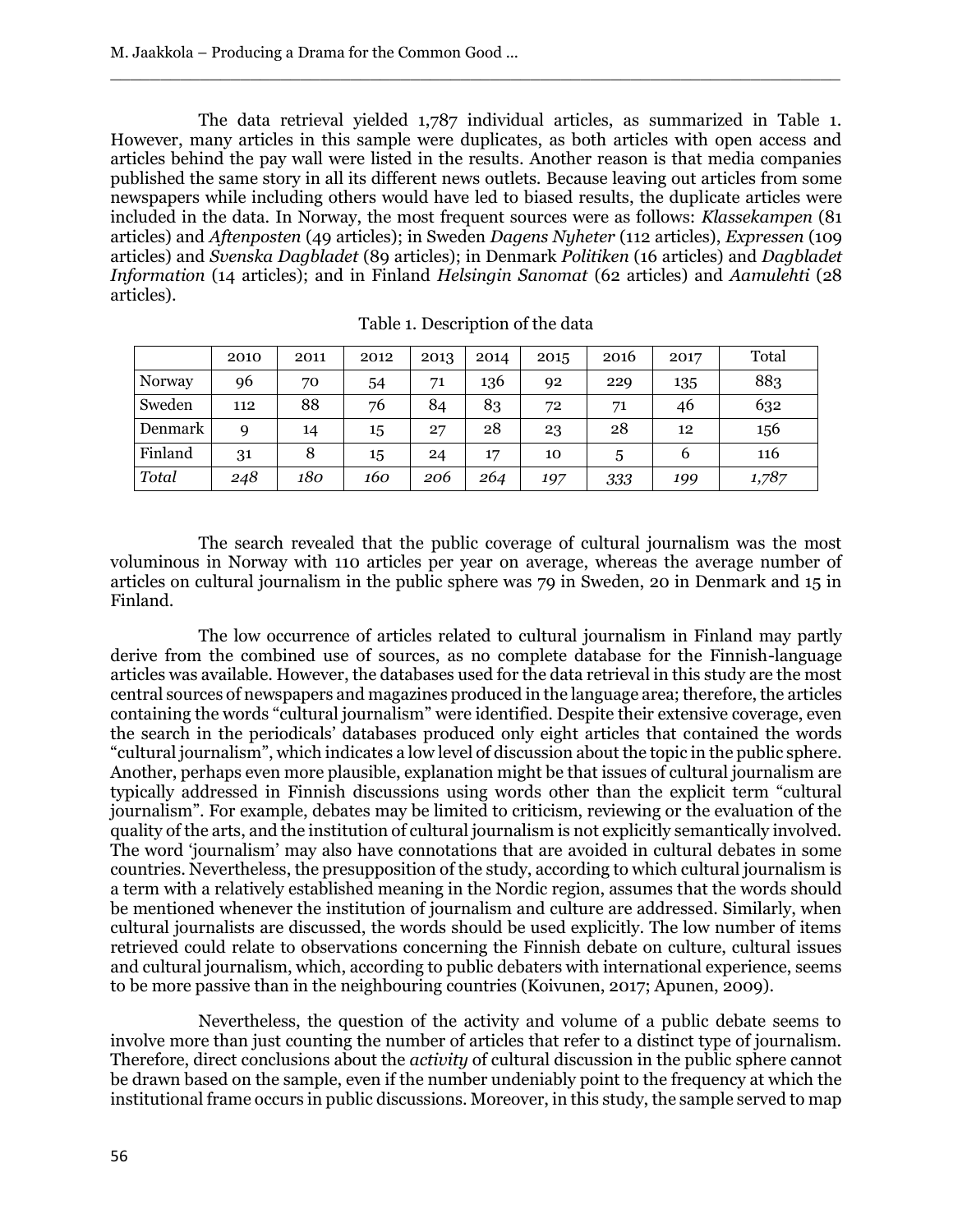The data retrieval yielded 1,787 individual articles, as summarized in Table 1. However, many articles in this sample were duplicates, as both articles with open access and articles behind the pay wall were listed in the results. Another reason is that media companies published the same story in all its different news outlets. Because leaving out articles from some newspapers while including others would have led to biased results, the duplicate articles were included in the data. In Norway, the most frequent sources were as follows: *Klassekampen* (81 articles) and *Aftenposten* (49 articles); in Sweden *Dagens Nyheter* (112 articles), *Expressen* (109 articles) and *Svenska Dagbladet* (89 articles); in Denmark *Politiken* (16 articles) and *Dagbladet Information* (14 articles); and in Finland *Helsingin Sanomat* (62 articles) and *Aamulehti* (28 articles).

Table 1. Description of the data

| | 2010 | 2011 | 2012 | 2013 | 2014 | 2015 | 2016 | 2017 | Total |
|---|---|---|---|---|---|---|---|---|---|
| Norway | 96 | 70 | 54 | 71 | 136 | 92 | 229 | 135 | 883 |
| Sweden | 112 | 88 | 76 | 84 | 83 | 72 | 71 | 46 | 632 |
| Denmark | 9 | 14 | 15 | 27 | 28 | 23 | 28 | 12 | 156 |
| Finland | 31 | 8 | 15 | 24 | 17 | 10 | 5 | 6 | 116 |
| *Total* | *248* | *180* | *160* | *206* | *264* | *197* | *333* | *199* | *1,787* |

The search revealed that the public coverage of cultural journalism was the most voluminous in Norway with 110 articles per year on average, whereas the average number of articles on cultural journalism in the public sphere was 79 in Sweden, 20 in Denmark and 15 in Finland.

The low occurrence of articles related to cultural journalism in Finland may partly derive from the combined use of sources, as no complete database for the Finnish-language articles was available. However, the databases used for the data retrieval in this study are the most central sources of newspapers and magazines produced in the language area; therefore, the articles containing the words "cultural journalism" were identified. Despite their extensive coverage, even the search in the periodicals' databases produced only eight articles that contained the words "cultural journalism", which indicates a low level of discussion about the topic in the public sphere. Another, perhaps even more plausible, explanation might be that issues of cultural journalism are typically addressed in Finnish discussions using words other than the explicit term "cultural journalism". For example, debates may be limited to criticism, reviewing or the evaluation of the quality of the arts, and the institution of cultural journalism is not explicitly semantically involved. The word 'journalism' may also have connotations that are avoided in cultural debates in some countries. Nevertheless, the presupposition of the study, according to which cultural journalism is a term with a relatively established meaning in the Nordic region, assumes that the words should be mentioned whenever the institution of journalism and culture are addressed. Similarly, when cultural journalists are discussed, the words should be used explicitly. The low number of items retrieved could relate to observations concerning the Finnish debate on culture, cultural issues and cultural journalism, which, according to public debaters with international experience, seems to be more passive than in the neighbouring countries (Koivunen, 2017; Apunen, 2009).

Nevertheless, the question of the activity and volume of a public debate seems to involve more than just counting the number of articles that refer to a distinct type of journalism. Therefore, direct conclusions about the *activity* of cultural discussion in the public sphere cannot be drawn based on the sample, even if the number undeniably point to the frequency at which the institutional frame occurs in public discussions. Moreover, in this study, the sample served to map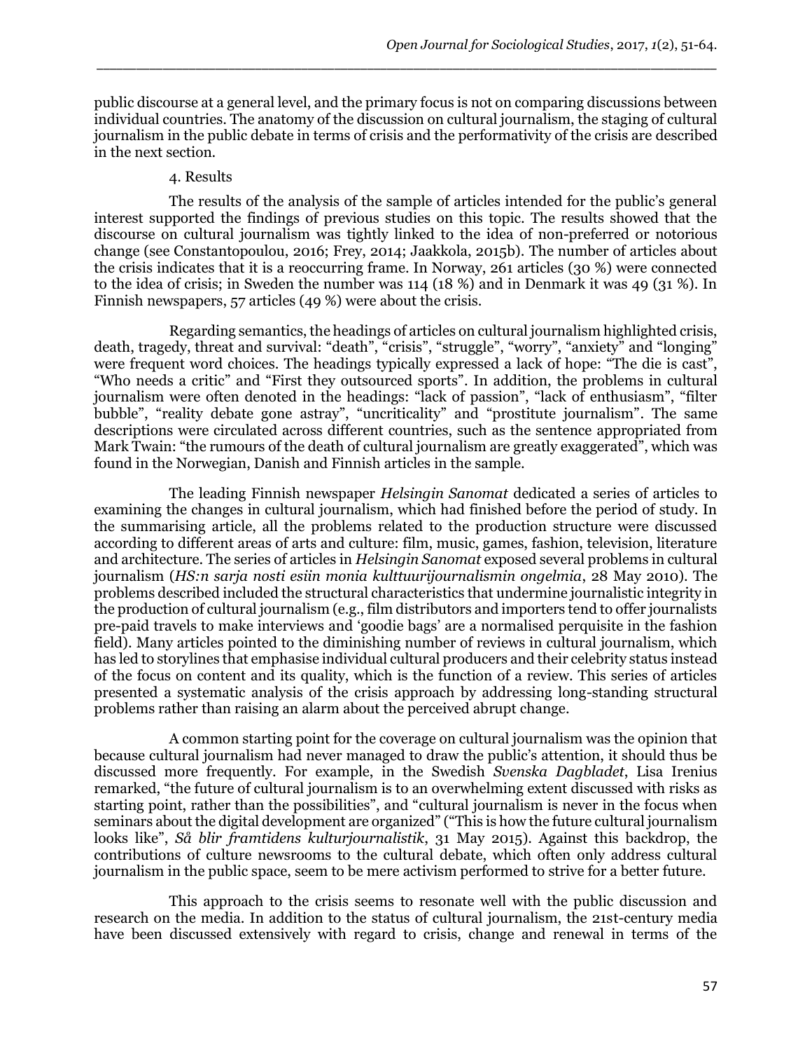public discourse at a general level, and the primary focus is not on comparing discussions between individual countries. The anatomy of the discussion on cultural journalism, the staging of cultural journalism in the public debate in terms of crisis and the performativity of the crisis are described in the next section.

## 4. Results

The results of the analysis of the sample of articles intended for the public's general interest supported the findings of previous studies on this topic. The results showed that the discourse on cultural journalism was tightly linked to the idea of non-preferred or notorious change (see Constantopoulou, 2016; Frey, 2014; Jaakkola, 2015b). The number of articles about the crisis indicates that it is a reoccurring frame. In Norway, 261 articles (30 %) were connected to the idea of crisis; in Sweden the number was 114 (18 %) and in Denmark it was 49 (31 %). In Finnish newspapers, 57 articles (49 %) were about the crisis.

Regarding semantics, the headings of articles on cultural journalism highlighted crisis, death, tragedy, threat and survival: "death", "crisis", "struggle", "worry", "anxiety" and "longing" were frequent word choices. The headings typically expressed a lack of hope: "The die is cast", "Who needs a critic" and "First they outsourced sports". In addition, the problems in cultural journalism were often denoted in the headings: "lack of passion", "lack of enthusiasm", "filter bubble", "reality debate gone astray", "uncriticality" and "prostitute journalism". The same descriptions were circulated across different countries, such as the sentence appropriated from Mark Twain: "the rumours of the death of cultural journalism are greatly exaggerated", which was found in the Norwegian, Danish and Finnish articles in the sample.

The leading Finnish newspaper *Helsingin Sanomat* dedicated a series of articles to examining the changes in cultural journalism, which had finished before the period of study. In the summarising article, all the problems related to the production structure were discussed according to different areas of arts and culture: film, music, games, fashion, television, literature and architecture. The series of articles in *Helsingin Sanomat* exposed several problems in cultural journalism (*HS:n sarja nosti esiin monia kulttuurijournalismin ongelmia*, 28 May 2010). The problems described included the structural characteristics that undermine journalistic integrity in the production of cultural journalism (e.g., film distributors and importers tend to offer journalists pre-paid travels to make interviews and 'goodie bags' are a normalised perquisite in the fashion field). Many articles pointed to the diminishing number of reviews in cultural journalism, which has led to storylines that emphasise individual cultural producers and their celebrity status instead of the focus on content and its quality, which is the function of a review. This series of articles presented a systematic analysis of the crisis approach by addressing long-standing structural problems rather than raising an alarm about the perceived abrupt change.

A common starting point for the coverage on cultural journalism was the opinion that because cultural journalism had never managed to draw the public's attention, it should thus be discussed more frequently. For example, in the Swedish *Svenska Dagbladet*, Lisa Irenius remarked, "the future of cultural journalism is to an overwhelming extent discussed with risks as starting point, rather than the possibilities", and "cultural journalism is never in the focus when seminars about the digital development are organized" ("This is how the future cultural journalism looks like", *Så blir framtidens kulturjournalistik*, 31 May 2015). Against this backdrop, the contributions of culture newsrooms to the cultural debate, which often only address cultural journalism in the public space, seem to be mere activism performed to strive for a better future.

This approach to the crisis seems to resonate well with the public discussion and research on the media. In addition to the status of cultural journalism, the 21st-century media have been discussed extensively with regard to crisis, change and renewal in terms of the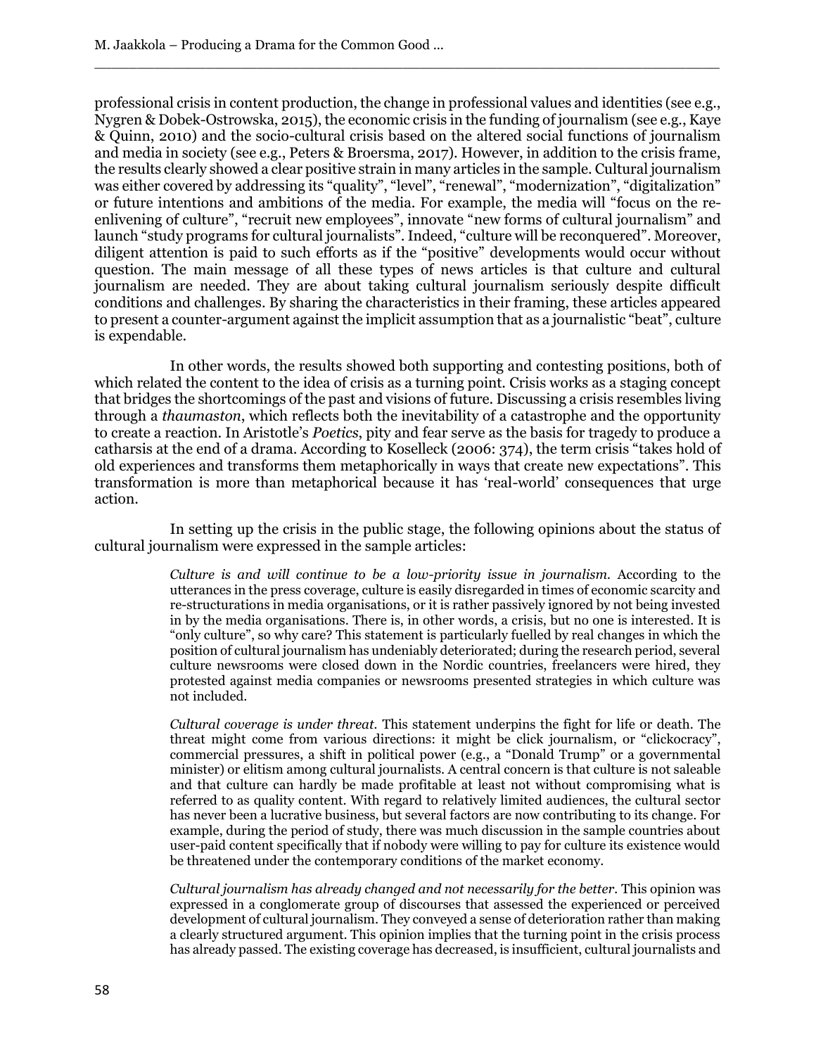professional crisis in content production, the change in professional values and identities (see e.g., Nygren & Dobek-Ostrowska, 2015), the economic crisis in the funding of journalism (see e.g., Kaye & Quinn, 2010) and the socio-cultural crisis based on the altered social functions of journalism and media in society (see e.g., Peters & Broersma, 2017). However, in addition to the crisis frame, the results clearly showed a clear positive strain in many articles in the sample. Cultural journalism was either covered by addressing its "quality", "level", "renewal", "modernization", "digitalization" or future intentions and ambitions of the media. For example, the media will "focus on the re-enlivening of culture", "recruit new employees", innovate "new forms of cultural journalism" and launch "study programs for cultural journalists". Indeed, "culture will be reconquered". Moreover, diligent attention is paid to such efforts as if the "positive" developments would occur without question. The main message of all these types of news articles is that culture and cultural journalism are needed. They are about taking cultural journalism seriously despite difficult conditions and challenges. By sharing the characteristics in their framing, these articles appeared to present a counter-argument against the implicit assumption that as a journalistic "beat", culture is expendable.

In other words, the results showed both supporting and contesting positions, both of which related the content to the idea of crisis as a turning point. Crisis works as a staging concept that bridges the shortcomings of the past and visions of future. Discussing a crisis resembles living through a *thaumaston*, which reflects both the inevitability of a catastrophe and the opportunity to create a reaction. In Aristotle's *Poetics*, pity and fear serve as the basis for tragedy to produce a catharsis at the end of a drama. According to Koselleck (2006: 374), the term crisis "takes hold of old experiences and transforms them metaphorically in ways that create new expectations". This transformation is more than metaphorical because it has 'real-world' consequences that urge action.

In setting up the crisis in the public stage, the following opinions about the status of cultural journalism were expressed in the sample articles:

> *Culture is and will continue to be a low-priority issue in journalism.* According to the utterances in the press coverage, culture is easily disregarded in times of economic scarcity and re-structurations in media organisations, or it is rather passively ignored by not being invested in by the media organisations. There is, in other words, a crisis, but no one is interested. It is "only culture", so why care? This statement is particularly fuelled by real changes in which the position of cultural journalism has undeniably deteriorated; during the research period, several culture newsrooms were closed down in the Nordic countries, freelancers were hired, they protested against media companies or newsrooms presented strategies in which culture was not included.
>
> *Cultural coverage is under threat.* This statement underpins the fight for life or death. The threat might come from various directions: it might be click journalism, or "clickocracy", commercial pressures, a shift in political power (e.g., a "Donald Trump" or a governmental minister) or elitism among cultural journalists. A central concern is that culture is not saleable and that culture can hardly be made profitable at least not without compromising what is referred to as quality content. With regard to relatively limited audiences, the cultural sector has never been a lucrative business, but several factors are now contributing to its change. For example, during the period of study, there was much discussion in the sample countries about user-paid content specifically that if nobody were willing to pay for culture its existence would be threatened under the contemporary conditions of the market economy.
>
> *Cultural journalism has already changed and not necessarily for the better.* This opinion was expressed in a conglomerate group of discourses that assessed the experienced or perceived development of cultural journalism. They conveyed a sense of deterioration rather than making a clearly structured argument. This opinion implies that the turning point in the crisis process has already passed. The existing coverage has decreased, is insufficient, cultural journalists and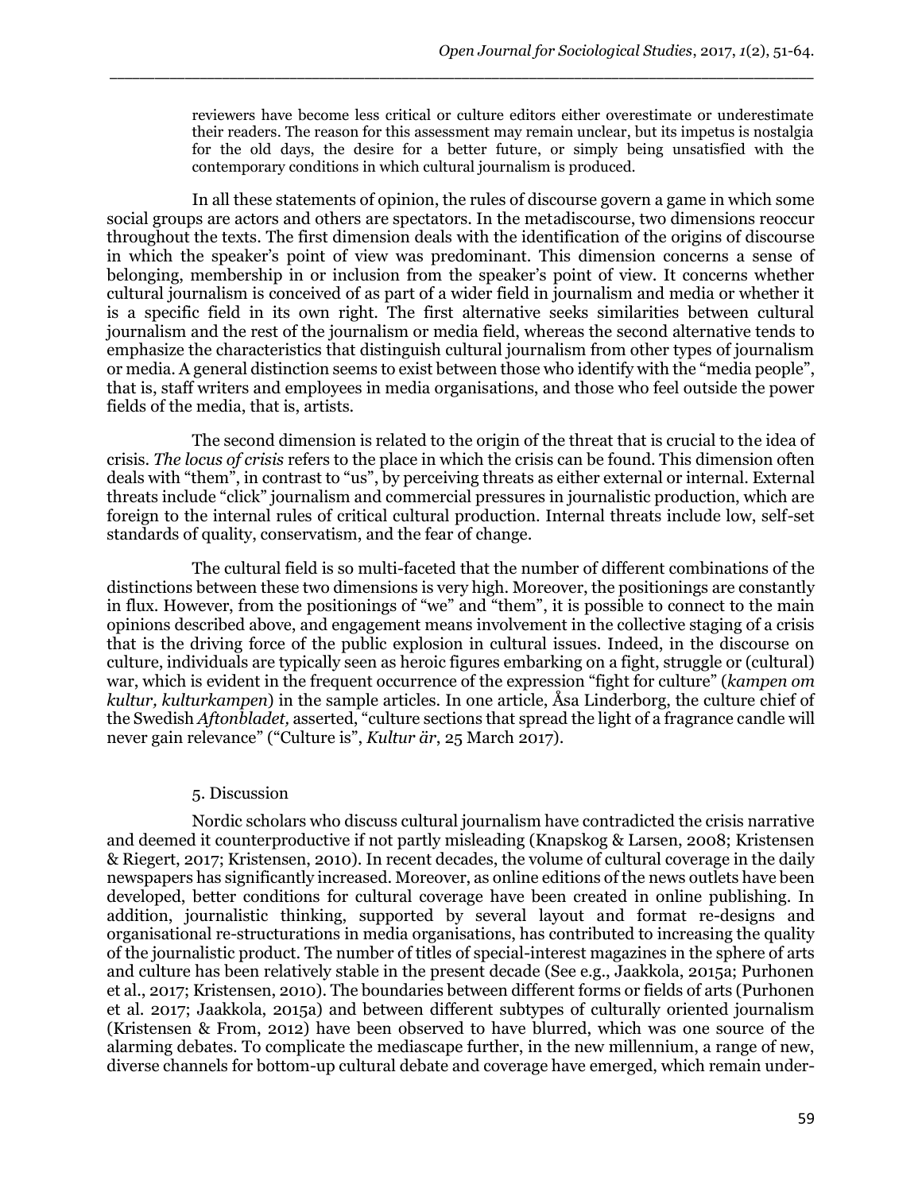> reviewers have become less critical or culture editors either overestimate or underestimate their readers. The reason for this assessment may remain unclear, but its impetus is nostalgia for the old days, the desire for a better future, or simply being unsatisfied with the contemporary conditions in which cultural journalism is produced.

In all these statements of opinion, the rules of discourse govern a game in which some social groups are actors and others are spectators. In the metadiscourse, two dimensions reoccur throughout the texts. The first dimension deals with the identification of the origins of discourse in which the speaker's point of view was predominant. This dimension concerns a sense of belonging, membership in or inclusion from the speaker's point of view. It concerns whether cultural journalism is conceived of as part of a wider field in journalism and media or whether it is a specific field in its own right. The first alternative seeks similarities between cultural journalism and the rest of the journalism or media field, whereas the second alternative tends to emphasize the characteristics that distinguish cultural journalism from other types of journalism or media. A general distinction seems to exist between those who identify with the "media people", that is, staff writers and employees in media organisations, and those who feel outside the power fields of the media, that is, artists.

The second dimension is related to the origin of the threat that is crucial to the idea of crisis. *The locus of crisis* refers to the place in which the crisis can be found. This dimension often deals with "them", in contrast to "us", by perceiving threats as either external or internal. External threats include "click" journalism and commercial pressures in journalistic production, which are foreign to the internal rules of critical cultural production. Internal threats include low, self-set standards of quality, conservatism, and the fear of change.

The cultural field is so multi-faceted that the number of different combinations of the distinctions between these two dimensions is very high. Moreover, the positionings are constantly in flux. However, from the positionings of "we" and "them", it is possible to connect to the main opinions described above, and engagement means involvement in the collective staging of a crisis that is the driving force of the public explosion in cultural issues. Indeed, in the discourse on culture, individuals are typically seen as heroic figures embarking on a fight, struggle or (cultural) war, which is evident in the frequent occurrence of the expression "fight for culture" (*kampen om kultur, kulturkampen*) in the sample articles. In one article, Åsa Linderborg, the culture chief of the Swedish *Aftonbladet,* asserted, "culture sections that spread the light of a fragrance candle will never gain relevance" ("Culture is", *Kultur är*, 25 March 2017).

## 5. Discussion

Nordic scholars who discuss cultural journalism have contradicted the crisis narrative and deemed it counterproductive if not partly misleading (Knapskog & Larsen, 2008; Kristensen & Riegert, 2017; Kristensen, 2010). In recent decades, the volume of cultural coverage in the daily newspapers has significantly increased. Moreover, as online editions of the news outlets have been developed, better conditions for cultural coverage have been created in online publishing. In addition, journalistic thinking, supported by several layout and format re-designs and organisational re-structurations in media organisations, has contributed to increasing the quality of the journalistic product. The number of titles of special-interest magazines in the sphere of arts and culture has been relatively stable in the present decade (See e.g., Jaakkola, 2015a; Purhonen et al., 2017; Kristensen, 2010). The boundaries between different forms or fields of arts (Purhonen et al. 2017; Jaakkola, 2015a) and between different subtypes of culturally oriented journalism (Kristensen & From, 2012) have been observed to have blurred, which was one source of the alarming debates. To complicate the mediascape further, in the new millennium, a range of new, diverse channels for bottom-up cultural debate and coverage have emerged, which remain under-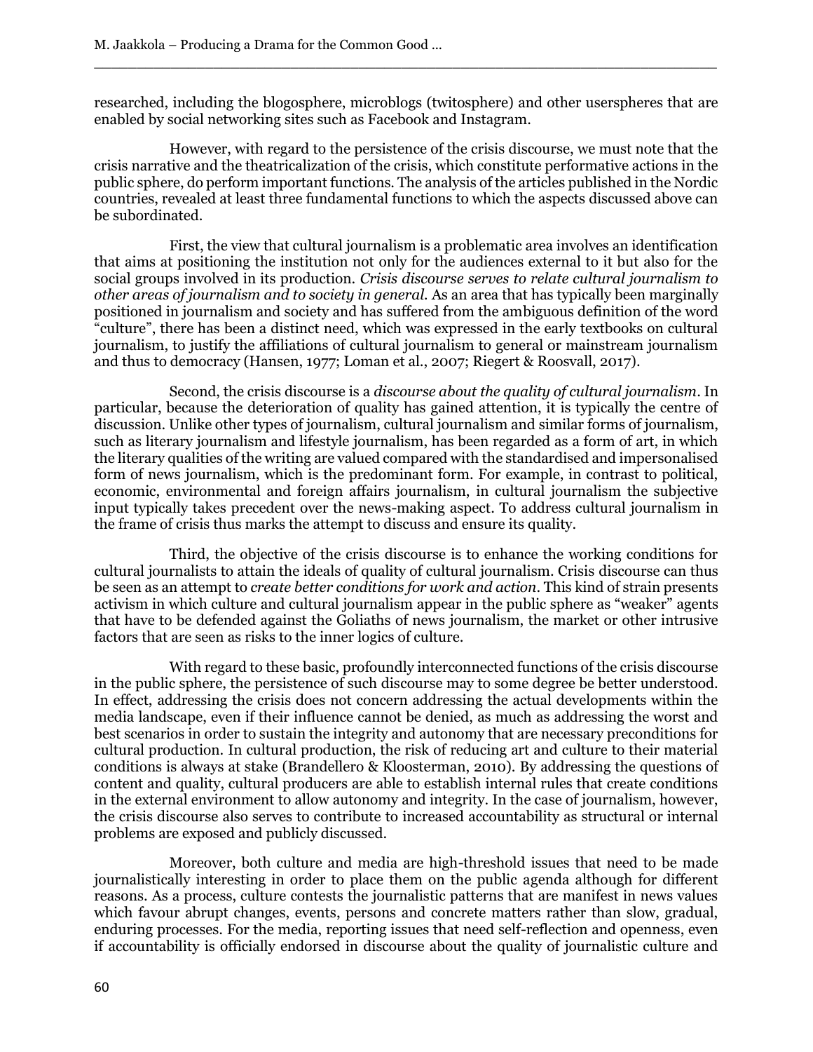researched, including the blogosphere, microblogs (twitosphere) and other userspheres that are enabled by social networking sites such as Facebook and Instagram.

However, with regard to the persistence of the crisis discourse, we must note that the crisis narrative and the theatricalization of the crisis, which constitute performative actions in the public sphere, do perform important functions. The analysis of the articles published in the Nordic countries, revealed at least three fundamental functions to which the aspects discussed above can be subordinated.

First, the view that cultural journalism is a problematic area involves an identification that aims at positioning the institution not only for the audiences external to it but also for the social groups involved in its production. *Crisis discourse serves to relate cultural journalism to other areas of journalism and to society in general.* As an area that has typically been marginally positioned in journalism and society and has suffered from the ambiguous definition of the word "culture", there has been a distinct need, which was expressed in the early textbooks on cultural journalism, to justify the affiliations of cultural journalism to general or mainstream journalism and thus to democracy (Hansen, 1977; Loman et al., 2007; Riegert & Roosvall, 2017).

Second, the crisis discourse is a *discourse about the quality of cultural journalism*. In particular, because the deterioration of quality has gained attention, it is typically the centre of discussion. Unlike other types of journalism, cultural journalism and similar forms of journalism, such as literary journalism and lifestyle journalism, has been regarded as a form of art, in which the literary qualities of the writing are valued compared with the standardised and impersonalised form of news journalism, which is the predominant form. For example, in contrast to political, economic, environmental and foreign affairs journalism, in cultural journalism the subjective input typically takes precedent over the news-making aspect. To address cultural journalism in the frame of crisis thus marks the attempt to discuss and ensure its quality.

Third, the objective of the crisis discourse is to enhance the working conditions for cultural journalists to attain the ideals of quality of cultural journalism. Crisis discourse can thus be seen as an attempt to *create better conditions for work and action*. This kind of strain presents activism in which culture and cultural journalism appear in the public sphere as "weaker" agents that have to be defended against the Goliaths of news journalism, the market or other intrusive factors that are seen as risks to the inner logics of culture.

With regard to these basic, profoundly interconnected functions of the crisis discourse in the public sphere, the persistence of such discourse may to some degree be better understood. In effect, addressing the crisis does not concern addressing the actual developments within the media landscape, even if their influence cannot be denied, as much as addressing the worst and best scenarios in order to sustain the integrity and autonomy that are necessary preconditions for cultural production. In cultural production, the risk of reducing art and culture to their material conditions is always at stake (Brandellero & Kloosterman, 2010). By addressing the questions of content and quality, cultural producers are able to establish internal rules that create conditions in the external environment to allow autonomy and integrity. In the case of journalism, however, the crisis discourse also serves to contribute to increased accountability as structural or internal problems are exposed and publicly discussed.

Moreover, both culture and media are high-threshold issues that need to be made journalistically interesting in order to place them on the public agenda although for different reasons. As a process, culture contests the journalistic patterns that are manifest in news values which favour abrupt changes, events, persons and concrete matters rather than slow, gradual, enduring processes. For the media, reporting issues that need self-reflection and openness, even if accountability is officially endorsed in discourse about the quality of journalistic culture and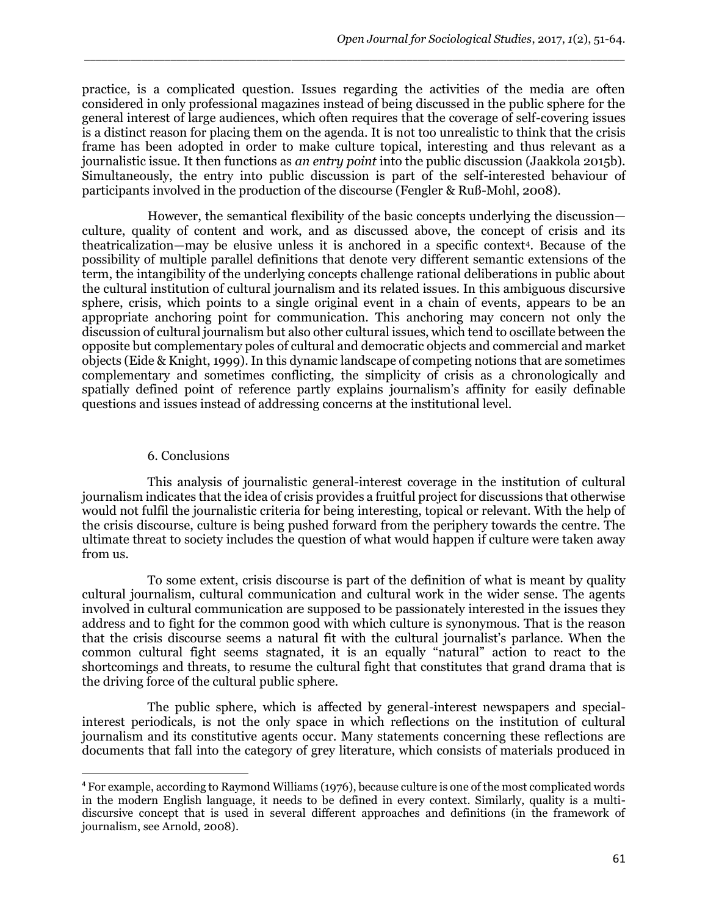practice, is a complicated question. Issues regarding the activities of the media are often considered in only professional magazines instead of being discussed in the public sphere for the general interest of large audiences, which often requires that the coverage of self-covering issues is a distinct reason for placing them on the agenda. It is not too unrealistic to think that the crisis frame has been adopted in order to make culture topical, interesting and thus relevant as a journalistic issue. It then functions as *an entry point* into the public discussion (Jaakkola 2015b). Simultaneously, the entry into public discussion is part of the self-interested behaviour of participants involved in the production of the discourse (Fengler & Ruß-Mohl, 2008).

However, the semantical flexibility of the basic concepts underlying the discussion—culture, quality of content and work, and as discussed above, the concept of crisis and its theatricalization—may be elusive unless it is anchored in a specific context[4]. Because of the possibility of multiple parallel definitions that denote very different semantic extensions of the term, the intangibility of the underlying concepts challenge rational deliberations in public about the cultural institution of cultural journalism and its related issues. In this ambiguous discursive sphere, crisis, which points to a single original event in a chain of events, appears to be an appropriate anchoring point for communication. This anchoring may concern not only the discussion of cultural journalism but also other cultural issues, which tend to oscillate between the opposite but complementary poles of cultural and democratic objects and commercial and market objects (Eide & Knight, 1999). In this dynamic landscape of competing notions that are sometimes complementary and sometimes conflicting, the simplicity of crisis as a chronologically and spatially defined point of reference partly explains journalism's affinity for easily definable questions and issues instead of addressing concerns at the institutional level.

## 6. Conclusions

This analysis of journalistic general-interest coverage in the institution of cultural journalism indicates that the idea of crisis provides a fruitful project for discussions that otherwise would not fulfil the journalistic criteria for being interesting, topical or relevant. With the help of the crisis discourse, culture is being pushed forward from the periphery towards the centre. The ultimate threat to society includes the question of what would happen if culture were taken away from us.

To some extent, crisis discourse is part of the definition of what is meant by quality cultural journalism, cultural communication and cultural work in the wider sense. The agents involved in cultural communication are supposed to be passionately interested in the issues they address and to fight for the common good with which culture is synonymous. That is the reason that the crisis discourse seems a natural fit with the cultural journalist's parlance. When the common cultural fight seems stagnated, it is an equally "natural" action to react to the shortcomings and threats, to resume the cultural fight that constitutes that grand drama that is the driving force of the cultural public sphere.

The public sphere, which is affected by general-interest newspapers and special-interest periodicals, is not the only space in which reflections on the institution of cultural journalism and its constitutive agents occur. Many statements concerning these reflections are documents that fall into the category of grey literature, which consists of materials produced in

---

[4] For example, according to Raymond Williams (1976), because culture is one of the most complicated words in the modern English language, it needs to be defined in every context. Similarly, quality is a multi-discursive concept that is used in several different approaches and definitions (in the framework of journalism, see Arnold, 2008).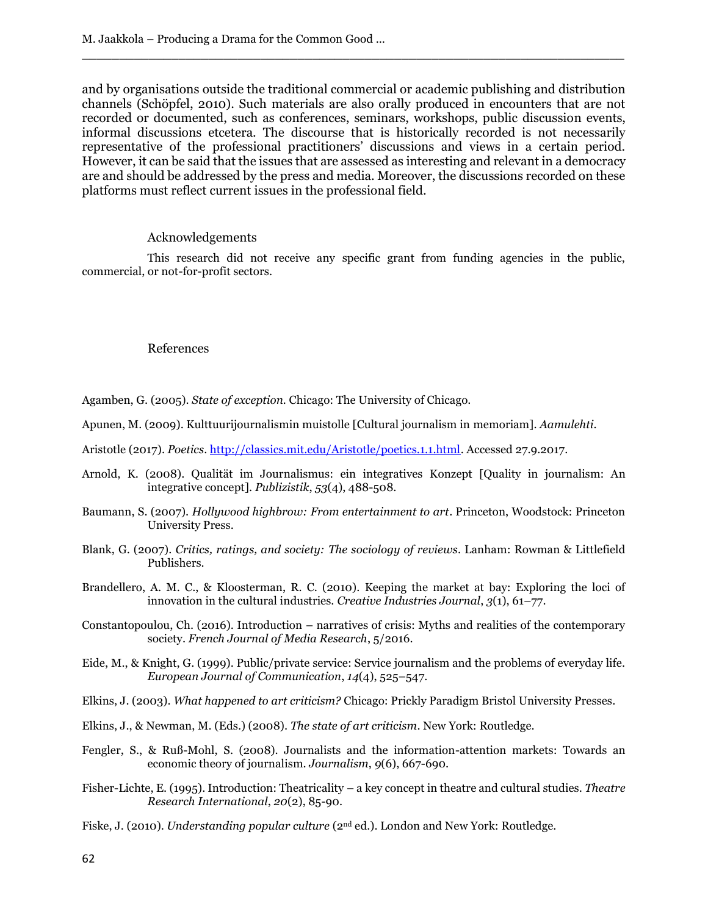and by organisations outside the traditional commercial or academic publishing and distribution channels (Schöpfel, 2010). Such materials are also orally produced in encounters that are not recorded or documented, such as conferences, seminars, workshops, public discussion events, informal discussions etcetera. The discourse that is historically recorded is not necessarily representative of the professional practitioners' discussions and views in a certain period. However, it can be said that the issues that are assessed as interesting and relevant in a democracy are and should be addressed by the press and media. Moreover, the discussions recorded on these platforms must reflect current issues in the professional field.

## Acknowledgements

This research did not receive any specific grant from funding agencies in the public, commercial, or not-for-profit sectors.

## References

Agamben, G. (2005). *State of exception*. Chicago: The University of Chicago.

Apunen, M. (2009). Kulttuurijournalismin muistolle [Cultural journalism in memoriam]. *Aamulehti*.

Aristotle (2017). *Poetics*. http://classics.mit.edu/Aristotle/poetics.1.1.html. Accessed 27.9.2017.

Arnold, K. (2008). Qualität im Journalismus: ein integratives Konzept [Quality in journalism: An integrative concept]. *Publizistik*, *53*(4), 488-508.

Baumann, S. (2007). *Hollywood highbrow: From entertainment to art*. Princeton, Woodstock: Princeton University Press.

Blank, G. (2007). *Critics, ratings, and society: The sociology of reviews*. Lanham: Rowman & Littlefield Publishers.

Brandellero, A. M. C., & Kloosterman, R. C. (2010). Keeping the market at bay: Exploring the loci of innovation in the cultural industries. *Creative Industries Journal*, *3*(1), 61–77.

Constantopoulou, Ch. (2016). Introduction – narratives of crisis: Myths and realities of the contemporary society. *French Journal of Media Research*, 5/2016.

Eide, M., & Knight, G. (1999). Public/private service: Service journalism and the problems of everyday life. *European Journal of Communication*, *14*(4), 525–547.

Elkins, J. (2003). *What happened to art criticism?* Chicago: Prickly Paradigm Bristol University Presses.

Elkins, J., & Newman, M. (Eds.) (2008). *The state of art criticism*. New York: Routledge.

Fengler, S., & Ruß-Mohl, S. (2008). Journalists and the information-attention markets: Towards an economic theory of journalism. *Journalism*, *9*(6), 667-690.

Fisher-Lichte, E. (1995). Introduction: Theatricality – a key concept in theatre and cultural studies. *Theatre Research International*, *20*(2), 85-90.

Fiske, J. (2010). *Understanding popular culture* (2nd ed.). London and New York: Routledge.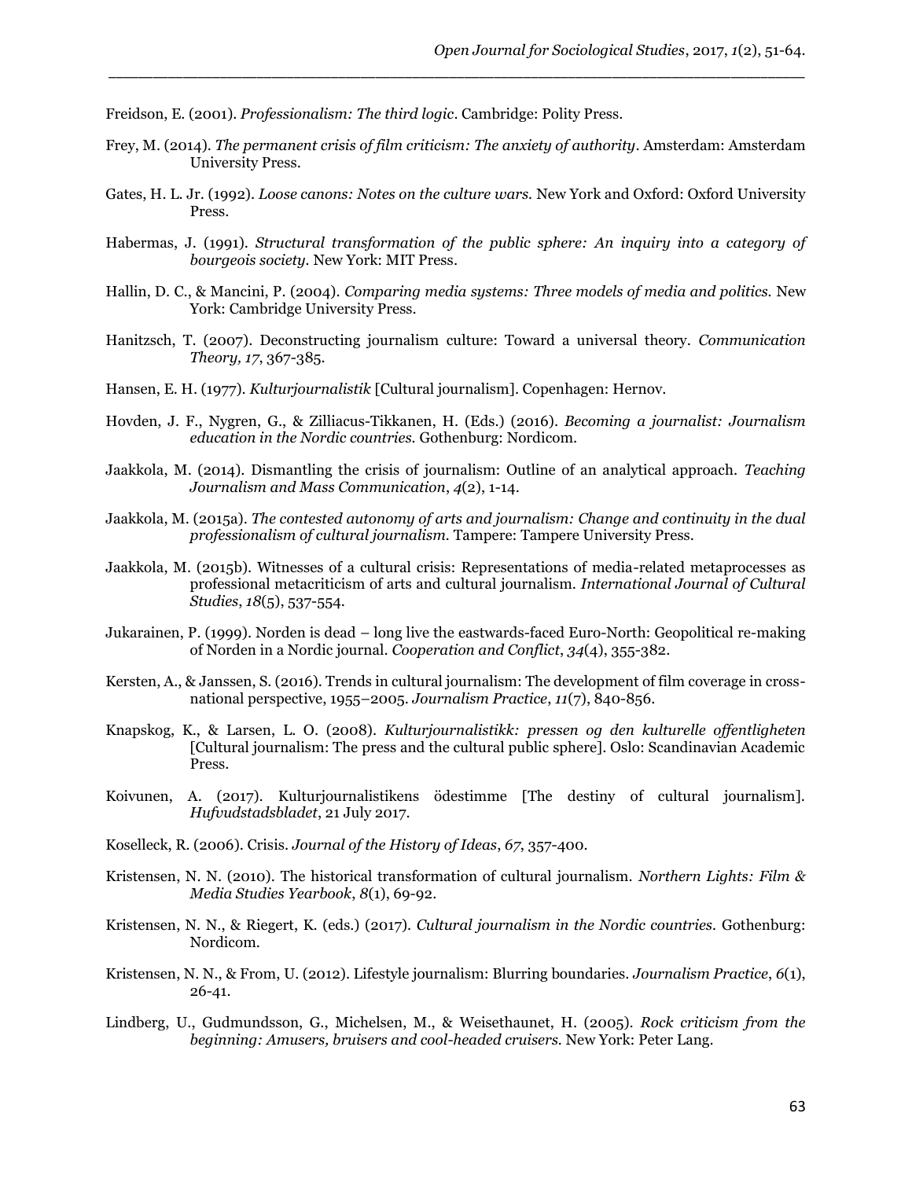Freidson, E. (2001). *Professionalism: The third logic*. Cambridge: Polity Press.

Frey, M. (2014). *The permanent crisis of film criticism: The anxiety of authority*. Amsterdam: Amsterdam University Press.

Gates, H. L. Jr. (1992). *Loose canons: Notes on the culture wars.* New York and Oxford: Oxford University Press.

Habermas, J. (1991). *Structural transformation of the public sphere: An inquiry into a category of bourgeois society*. New York: MIT Press.

Hallin, D. C., & Mancini, P. (2004). *Comparing media systems: Three models of media and politics.* New York: Cambridge University Press.

Hanitzsch, T. (2007). Deconstructing journalism culture: Toward a universal theory. *Communication Theory, 17*, 367-385.

Hansen, E. H. (1977). *Kulturjournalistik* [Cultural journalism]. Copenhagen: Hernov.

Hovden, J. F., Nygren, G., & Zilliacus-Tikkanen, H. (Eds.) (2016). *Becoming a journalist: Journalism education in the Nordic countries.* Gothenburg: Nordicom.

Jaakkola, M. (2014). Dismantling the crisis of journalism: Outline of an analytical approach. *Teaching Journalism and Mass Communication*, *4*(2), 1-14.

Jaakkola, M. (2015a). *The contested autonomy of arts and journalism: Change and continuity in the dual professionalism of cultural journalism.* Tampere: Tampere University Press.

Jaakkola, M. (2015b). Witnesses of a cultural crisis: Representations of media-related metaprocesses as professional metacriticism of arts and cultural journalism. *International Journal of Cultural Studies*, *18*(5), 537-554.

Jukarainen, P. (1999). Norden is dead – long live the eastwards-faced Euro-North: Geopolitical re-making of Norden in a Nordic journal. *Cooperation and Conflict*, *34*(4), 355-382.

Kersten, A., & Janssen, S. (2016). Trends in cultural journalism: The development of film coverage in cross-national perspective, 1955–2005. *Journalism Practice*, *11*(7), 840-856.

Knapskog, K., & Larsen, L. O. (2008). *Kulturjournalistikk: pressen og den kulturelle offentligheten* [Cultural journalism: The press and the cultural public sphere]. Oslo: Scandinavian Academic Press.

Koivunen, A. (2017). Kulturjournalistikens ödestimme [The destiny of cultural journalism]. *Hufvudstadsbladet*, 21 July 2017.

Koselleck, R. (2006). Crisis. *Journal of the History of Ideas*, *67*, 357-400.

Kristensen, N. N. (2010). The historical transformation of cultural journalism. *Northern Lights: Film & Media Studies Yearbook*, *8*(1), 69-92.

Kristensen, N. N., & Riegert, K. (eds.) (2017). *Cultural journalism in the Nordic countries.* Gothenburg: Nordicom.

Kristensen, N. N., & From, U. (2012). Lifestyle journalism: Blurring boundaries. *Journalism Practice*, *6*(1), 26-41.

Lindberg, U., Gudmundsson, G., Michelsen, M., & Weisethaunet, H. (2005). *Rock criticism from the beginning: Amusers, bruisers and cool-headed cruisers.* New York: Peter Lang.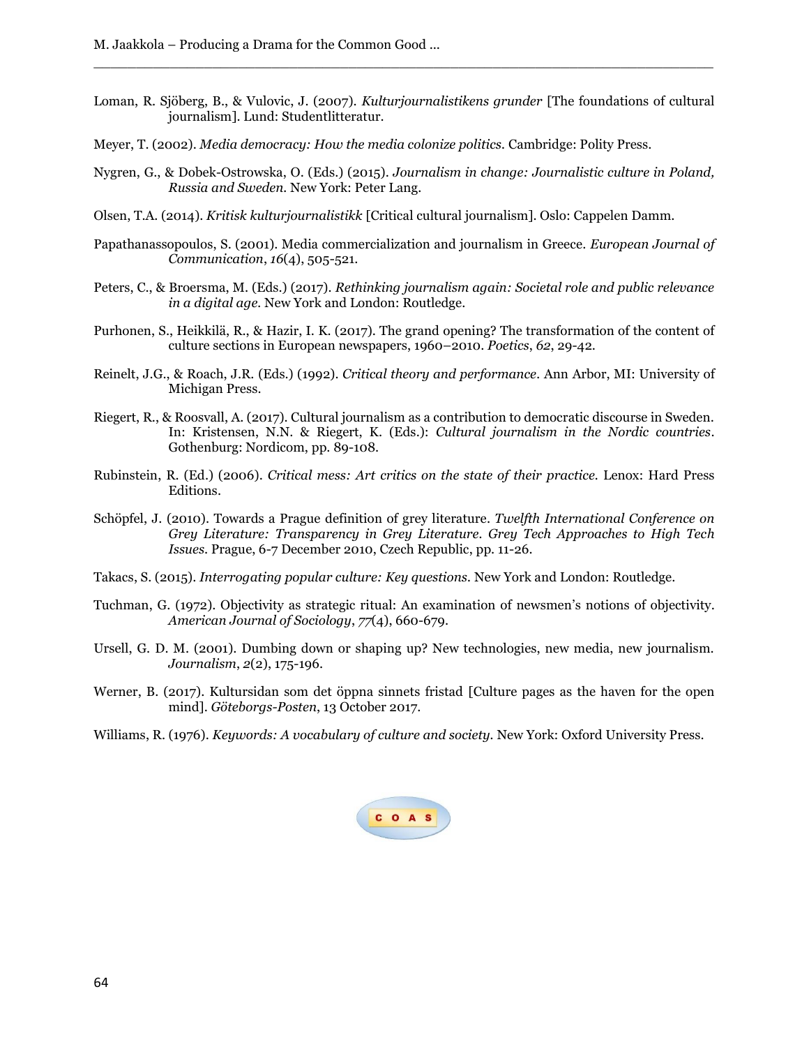Loman, R. Sjöberg, B., & Vulovic, J. (2007). *Kulturjournalistikens grunder* [The foundations of cultural journalism]. Lund: Studentlitteratur.

Meyer, T. (2002). *Media democracy: How the media colonize politics*. Cambridge: Polity Press.

Nygren, G., & Dobek-Ostrowska, O. (Eds.) (2015). *Journalism in change: Journalistic culture in Poland, Russia and Sweden*. New York: Peter Lang.

Olsen, T.A. (2014). *Kritisk kulturjournalistikk* [Critical cultural journalism]. Oslo: Cappelen Damm.

Papathanassopoulos, S. (2001). Media commercialization and journalism in Greece. *European Journal of Communication*, *16*(4), 505-521.

Peters, C., & Broersma, M. (Eds.) (2017). *Rethinking journalism again: Societal role and public relevance in a digital age*. New York and London: Routledge.

Purhonen, S., Heikkilä, R., & Hazir, I. K. (2017). The grand opening? The transformation of the content of culture sections in European newspapers, 1960–2010. *Poetics*, *62*, 29-42.

Reinelt, J.G., & Roach, J.R. (Eds.) (1992). *Critical theory and performance*. Ann Arbor, MI: University of Michigan Press.

Riegert, R., & Roosvall, A. (2017). Cultural journalism as a contribution to democratic discourse in Sweden. In: Kristensen, N.N. & Riegert, K. (Eds.): *Cultural journalism in the Nordic countries*. Gothenburg: Nordicom, pp. 89-108.

Rubinstein, R. (Ed.) (2006). *Critical mess: Art critics on the state of their practice*. Lenox: Hard Press Editions.

Schöpfel, J. (2010). Towards a Prague definition of grey literature. *Twelfth International Conference on Grey Literature: Transparency in Grey Literature. Grey Tech Approaches to High Tech Issues*. Prague, 6-7 December 2010, Czech Republic, pp. 11-26.

Takacs, S. (2015). *Interrogating popular culture: Key questions*. New York and London: Routledge.

Tuchman, G. (1972). Objectivity as strategic ritual: An examination of newsmen's notions of objectivity. *American Journal of Sociology*, *77*(4), 660-679.

Ursell, G. D. M. (2001). Dumbing down or shaping up? New technologies, new media, new journalism. *Journalism*, *2*(2), 175-196.

Werner, B. (2017). Kultursidan som det öppna sinnets fristad [Culture pages as the haven for the open mind]. *Göteborgs-Posten*, 13 October 2017.

Williams, R. (1976). *Keywords: A vocabulary of culture and society*. New York: Oxford University Press.